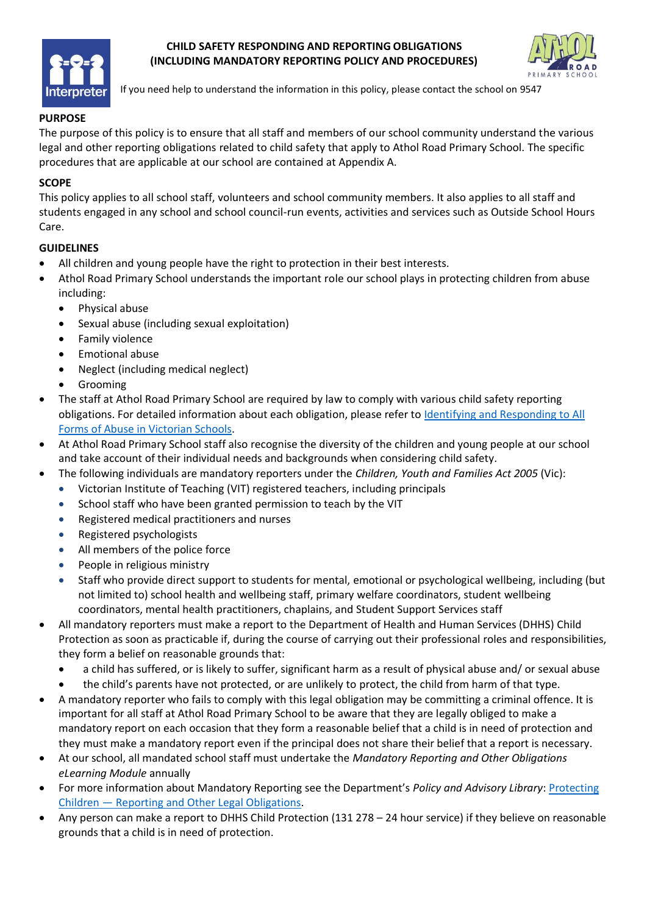# CHILD SAFETY RESPONDING AND REPORTING OBLIGATIONS (INCLUDING MANDATORY REPORTING POLICY AND PROCEDURES)

If you need help to understand the information in this policy, please contact the school on 9547

## PURPOSE

The purpose of this policy is to ensure that all staff and members of our school community understand the various legal and other reporting obligations related to child safety that apply to Athol Road Primary School. The specific procedures that are applicable at our school are contained at Appendix A.

## SCOPE

This policy applies to all school staff, volunteers and school community members. It also applies to all staff and students engaged in any school and school council-run events, activities and services such as Outside School Hours Care.

## GUIDELINES

- All children and young people have the right to protection in their best interests.
- Athol Road Primary School understands the important role our school plays in protecting children from abuse including:
  - Physical abuse
  - Sexual abuse (including sexual exploitation)
  - Family violence
  - Emotional abuse
  - Neglect (including medical neglect)
  - Grooming
- The staff at Athol Road Primary School are required by law to comply with various child safety reporting obligations. For detailed information about each obligation, please refer to [Identifying and Responding to All Forms of Abuse in Victorian Schools](#).
- At Athol Road Primary School staff also recognise the diversity of the children and young people at our school and take account of their individual needs and backgrounds when considering child safety.
- The following individuals are mandatory reporters under the *Children, Youth and Families Act 2005* (Vic):
  - Victorian Institute of Teaching (VIT) registered teachers, including principals
  - School staff who have been granted permission to teach by the VIT
  - Registered medical practitioners and nurses
  - Registered psychologists
  - All members of the police force
  - People in religious ministry
  - Staff who provide direct support to students for mental, emotional or psychological wellbeing, including (but not limited to) school health and wellbeing staff, primary welfare coordinators, student wellbeing coordinators, mental health practitioners, chaplains, and Student Support Services staff
- All mandatory reporters must make a report to the Department of Health and Human Services (DHHS) Child Protection as soon as practicable if, during the course of carrying out their professional roles and responsibilities, they form a belief on reasonable grounds that:
  - a child has suffered, or is likely to suffer, significant harm as a result of physical abuse and/ or sexual abuse
  - the child's parents have not protected, or are unlikely to protect, the child from harm of that type.
- A mandatory reporter who fails to comply with this legal obligation may be committing a criminal offence. It is important for all staff at Athol Road Primary School to be aware that they are legally obliged to make a mandatory report on each occasion that they form a reasonable belief that a child is in need of protection and they must make a mandatory report even if the principal does not share their belief that a report is necessary.
- At our school, all mandated school staff must undertake the *Mandatory Reporting and Other Obligations eLearning Module* annually
- For more information about Mandatory Reporting see the Department's *Policy and Advisory Library*: [Protecting Children — Reporting and Other Legal Obligations](#).
- Any person can make a report to DHHS Child Protection (131 278 – 24 hour service) if they believe on reasonable grounds that a child is in need of protection.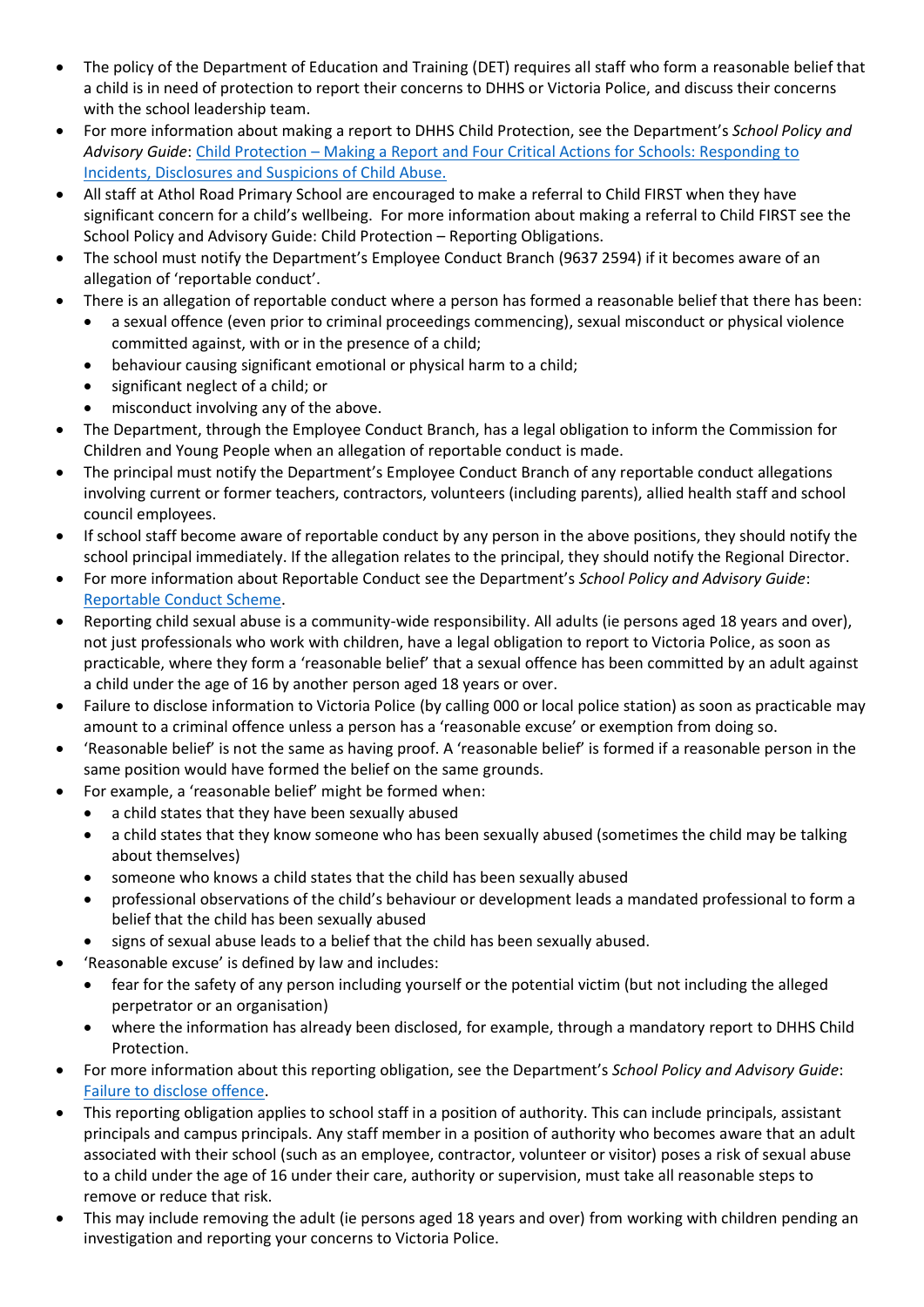- The policy of the Department of Education and Training (DET) requires all staff who form a reasonable belief that a child is in need of protection to report their concerns to DHHS or Victoria Police, and discuss their concerns with the school leadership team.
- For more information about making a report to DHHS Child Protection, see the Department's *School Policy and Advisory Guide*: [Child Protection – Making a Report and Four Critical Actions for Schools: Responding to Incidents, Disclosures and Suspicions of Child Abuse.]
- All staff at Athol Road Primary School are encouraged to make a referral to Child FIRST when they have significant concern for a child's wellbeing. For more information about making a referral to Child FIRST see the School Policy and Advisory Guide: Child Protection – Reporting Obligations.
- The school must notify the Department's Employee Conduct Branch (9637 2594) if it becomes aware of an allegation of 'reportable conduct'.
- There is an allegation of reportable conduct where a person has formed a reasonable belief that there has been:
  - a sexual offence (even prior to criminal proceedings commencing), sexual misconduct or physical violence committed against, with or in the presence of a child;
  - behaviour causing significant emotional or physical harm to a child;
  - significant neglect of a child; or
  - misconduct involving any of the above.
- The Department, through the Employee Conduct Branch, has a legal obligation to inform the Commission for Children and Young People when an allegation of reportable conduct is made.
- The principal must notify the Department's Employee Conduct Branch of any reportable conduct allegations involving current or former teachers, contractors, volunteers (including parents), allied health staff and school council employees.
- If school staff become aware of reportable conduct by any person in the above positions, they should notify the school principal immediately. If the allegation relates to the principal, they should notify the Regional Director.
- For more information about Reportable Conduct see the Department's *School Policy and Advisory Guide*: [Reportable Conduct Scheme].
- Reporting child sexual abuse is a community-wide responsibility. All adults (ie persons aged 18 years and over), not just professionals who work with children, have a legal obligation to report to Victoria Police, as soon as practicable, where they form a 'reasonable belief' that a sexual offence has been committed by an adult against a child under the age of 16 by another person aged 18 years or over.
- Failure to disclose information to Victoria Police (by calling 000 or local police station) as soon as practicable may amount to a criminal offence unless a person has a 'reasonable excuse' or exemption from doing so.
- 'Reasonable belief' is not the same as having proof. A 'reasonable belief' is formed if a reasonable person in the same position would have formed the belief on the same grounds.
- For example, a 'reasonable belief' might be formed when:
  - a child states that they have been sexually abused
  - a child states that they know someone who has been sexually abused (sometimes the child may be talking about themselves)
  - someone who knows a child states that the child has been sexually abused
  - professional observations of the child's behaviour or development leads a mandated professional to form a belief that the child has been sexually abused
  - signs of sexual abuse leads to a belief that the child has been sexually abused.
- 'Reasonable excuse' is defined by law and includes:
  - fear for the safety of any person including yourself or the potential victim (but not including the alleged perpetrator or an organisation)
  - where the information has already been disclosed, for example, through a mandatory report to DHHS Child Protection.
- For more information about this reporting obligation, see the Department's *School Policy and Advisory Guide*: [Failure to disclose offence].
- This reporting obligation applies to school staff in a position of authority. This can include principals, assistant principals and campus principals. Any staff member in a position of authority who becomes aware that an adult associated with their school (such as an employee, contractor, volunteer or visitor) poses a risk of sexual abuse to a child under the age of 16 under their care, authority or supervision, must take all reasonable steps to remove or reduce that risk.
- This may include removing the adult (ie persons aged 18 years and over) from working with children pending an investigation and reporting your concerns to Victoria Police.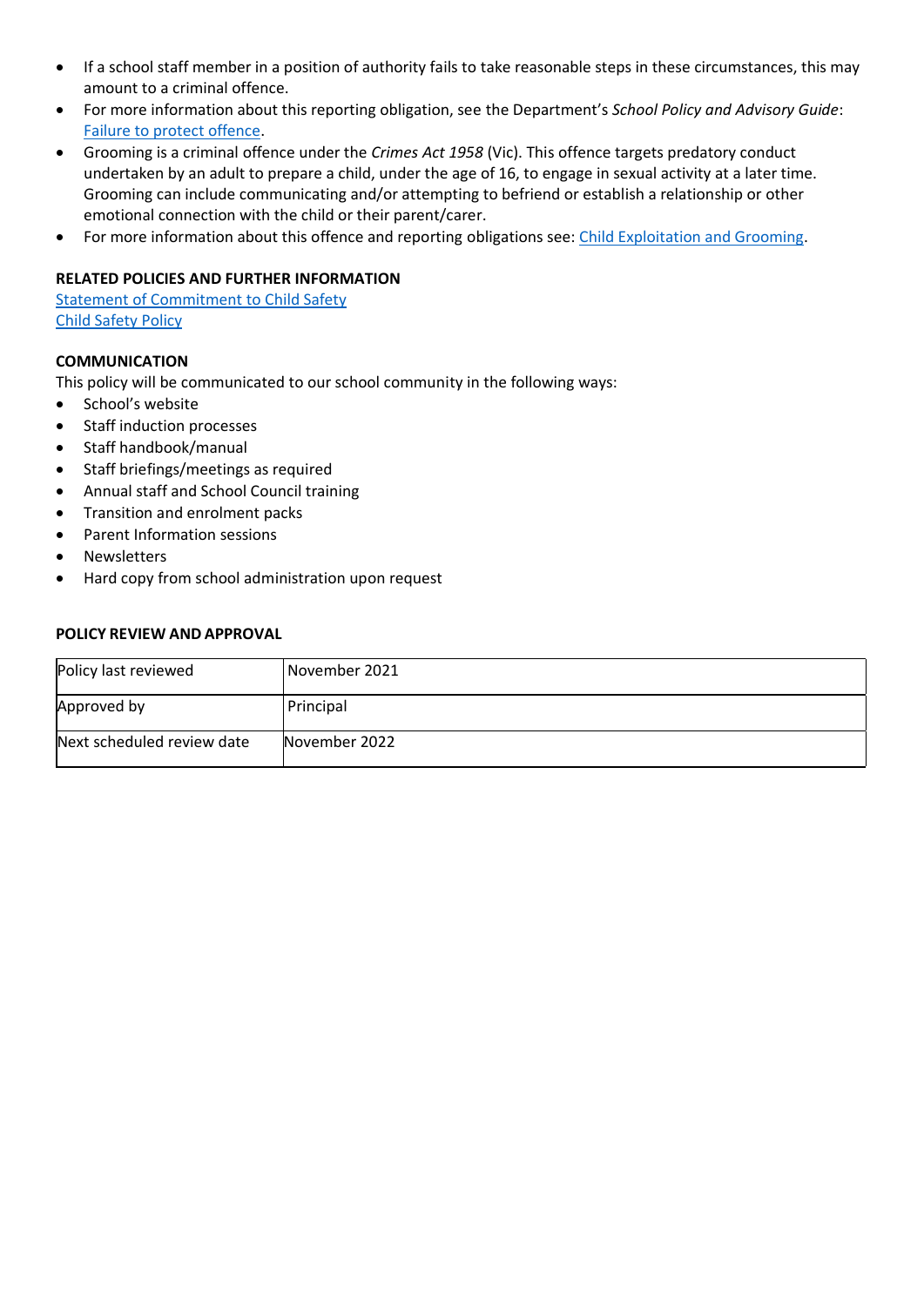- If a school staff member in a position of authority fails to take reasonable steps in these circumstances, this may amount to a criminal offence.
- For more information about this reporting obligation, see the Department's *School Policy and Advisory Guide*: Failure to protect offence.
- Grooming is a criminal offence under the *Crimes Act 1958* (Vic). This offence targets predatory conduct undertaken by an adult to prepare a child, under the age of 16, to engage in sexual activity at a later time. Grooming can include communicating and/or attempting to befriend or establish a relationship or other emotional connection with the child or their parent/carer.
- For more information about this offence and reporting obligations see: Child Exploitation and Grooming.

**RELATED POLICIES AND FURTHER INFORMATION**

Statement of Commitment to Child Safety
Child Safety Policy

**COMMUNICATION**

This policy will be communicated to our school community in the following ways:

- School's website
- Staff induction processes
- Staff handbook/manual
- Staff briefings/meetings as required
- Annual staff and School Council training
- Transition and enrolment packs
- Parent Information sessions
- Newsletters
- Hard copy from school administration upon request

**POLICY REVIEW AND APPROVAL**

| Policy last reviewed | November 2021 |
|---|---|
| Approved by | Principal |
| Next scheduled review date | November 2022 |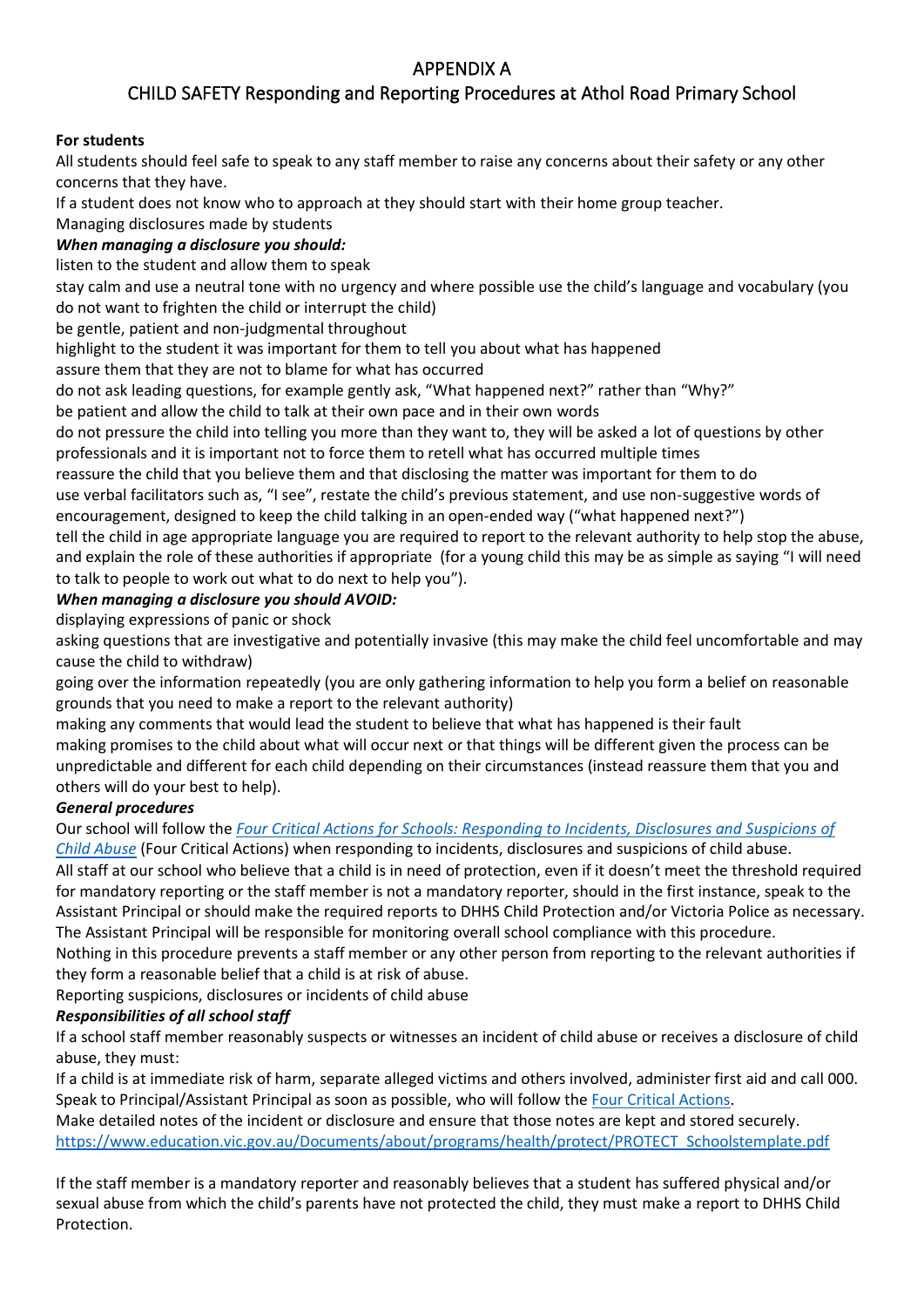# APPENDIX A

## CHILD SAFETY Responding and Reporting Procedures at Athol Road Primary School

**For students**

All students should feel safe to speak to any staff member to raise any concerns about their safety or any other concerns that they have.

If a student does not know who to approach at they should start with their home group teacher.

Managing disclosures made by students

***When managing a disclosure you should:***

listen to the student and allow them to speak

stay calm and use a neutral tone with no urgency and where possible use the child's language and vocabulary (you do not want to frighten the child or interrupt the child)

be gentle, patient and non-judgmental throughout

highlight to the student it was important for them to tell you about what has happened

assure them that they are not to blame for what has occurred

do not ask leading questions, for example gently ask, "What happened next?" rather than "Why?"

be patient and allow the child to talk at their own pace and in their own words

do not pressure the child into telling you more than they want to, they will be asked a lot of questions by other professionals and it is important not to force them to retell what has occurred multiple times

reassure the child that you believe them and that disclosing the matter was important for them to do

use verbal facilitators such as, "I see", restate the child's previous statement, and use non-suggestive words of encouragement, designed to keep the child talking in an open-ended way ("what happened next?")

tell the child in age appropriate language you are required to report to the relevant authority to help stop the abuse, and explain the role of these authorities if appropriate (for a young child this may be as simple as saying "I will need to talk to people to work out what to do next to help you").

***When managing a disclosure you should AVOID:***

displaying expressions of panic or shock

asking questions that are investigative and potentially invasive (this may make the child feel uncomfortable and may cause the child to withdraw)

going over the information repeatedly (you are only gathering information to help you form a belief on reasonable grounds that you need to make a report to the relevant authority)

making any comments that would lead the student to believe that what has happened is their fault

making promises to the child about what will occur next or that things will be different given the process can be unpredictable and different for each child depending on their circumstances (instead reassure them that you and others will do your best to help).

***General procedures***

Our school will follow the *Four Critical Actions for Schools: Responding to Incidents, Disclosures and Suspicions of Child Abuse* (Four Critical Actions) when responding to incidents, disclosures and suspicions of child abuse.

All staff at our school who believe that a child is in need of protection, even if it doesn't meet the threshold required for mandatory reporting or the staff member is not a mandatory reporter, should in the first instance, speak to the Assistant Principal or should make the required reports to DHHS Child Protection and/or Victoria Police as necessary.

The Assistant Principal will be responsible for monitoring overall school compliance with this procedure.

Nothing in this procedure prevents a staff member or any other person from reporting to the relevant authorities if they form a reasonable belief that a child is at risk of abuse.

Reporting suspicions, disclosures or incidents of child abuse

***Responsibilities of all school staff***

If a school staff member reasonably suspects or witnesses an incident of child abuse or receives a disclosure of child abuse, they must:

If a child is at immediate risk of harm, separate alleged victims and others involved, administer first aid and call 000.

Speak to Principal/Assistant Principal as soon as possible, who will follow the Four Critical Actions.

Make detailed notes of the incident or disclosure and ensure that those notes are kept and stored securely.

https://www.education.vic.gov.au/Documents/about/programs/health/protect/PROTECT_Schoolstemplate.pdf

If the staff member is a mandatory reporter and reasonably believes that a student has suffered physical and/or sexual abuse from which the child's parents have not protected the child, they must make a report to DHHS Child Protection.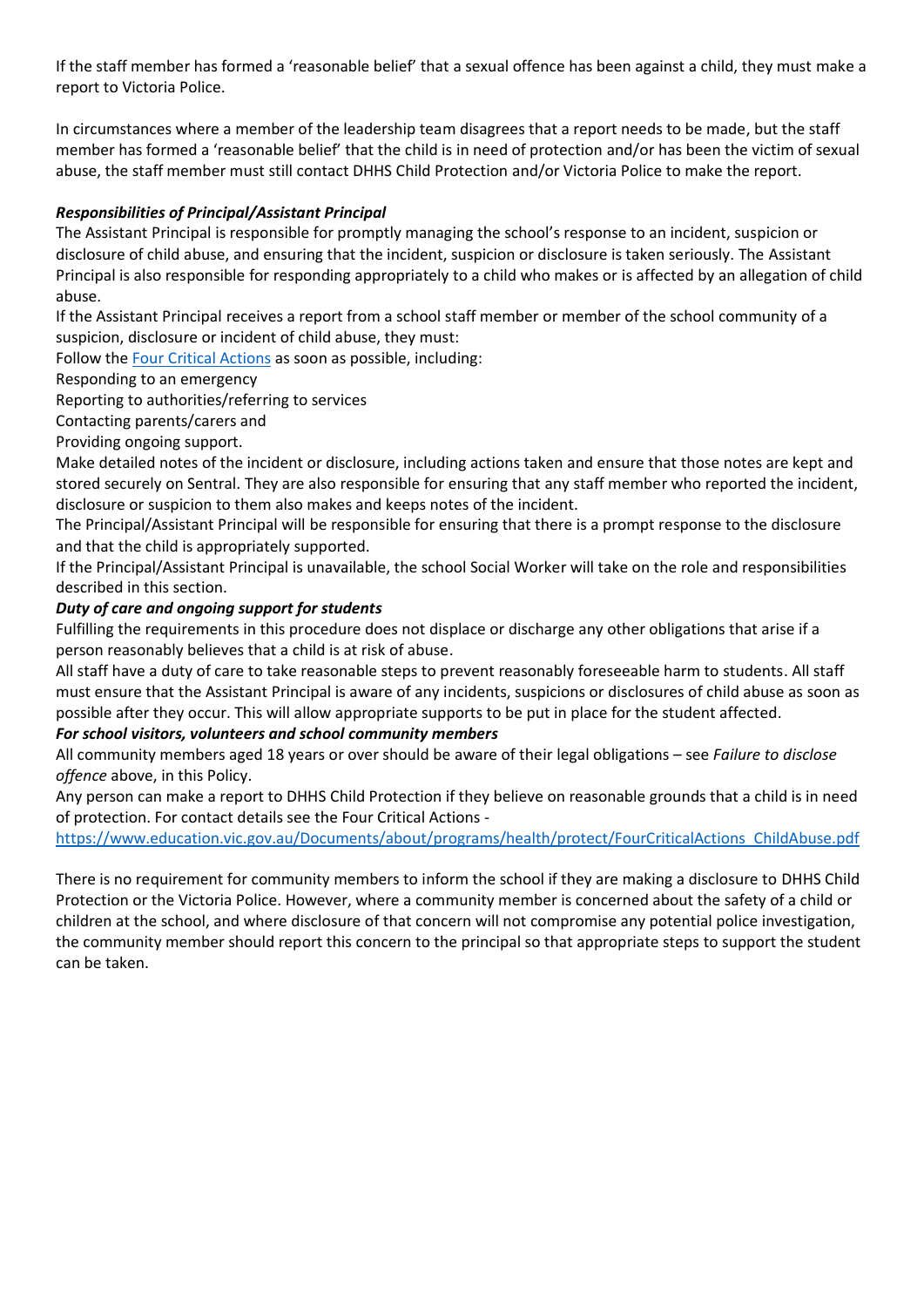If the staff member has formed a 'reasonable belief' that a sexual offence has been against a child, they must make a report to Victoria Police.

In circumstances where a member of the leadership team disagrees that a report needs to be made, but the staff member has formed a 'reasonable belief' that the child is in need of protection and/or has been the victim of sexual abuse, the staff member must still contact DHHS Child Protection and/or Victoria Police to make the report.

***Responsibilities of Principal/Assistant Principal***

The Assistant Principal is responsible for promptly managing the school's response to an incident, suspicion or disclosure of child abuse, and ensuring that the incident, suspicion or disclosure is taken seriously. The Assistant Principal is also responsible for responding appropriately to a child who makes or is affected by an allegation of child abuse.

If the Assistant Principal receives a report from a school staff member or member of the school community of a suspicion, disclosure or incident of child abuse, they must:

Follow the [Four Critical Actions](https://www.education.vic.gov.au/Documents/about/programs/health/protect/FourCriticalActions_ChildAbuse.pdf) as soon as possible, including:

Responding to an emergency

Reporting to authorities/referring to services

Contacting parents/carers and

Providing ongoing support.

Make detailed notes of the incident or disclosure, including actions taken and ensure that those notes are kept and stored securely on Sentral. They are also responsible for ensuring that any staff member who reported the incident, disclosure or suspicion to them also makes and keeps notes of the incident.

The Principal/Assistant Principal will be responsible for ensuring that there is a prompt response to the disclosure and that the child is appropriately supported.

If the Principal/Assistant Principal is unavailable, the school Social Worker will take on the role and responsibilities described in this section.

***Duty of care and ongoing support for students***

Fulfilling the requirements in this procedure does not displace or discharge any other obligations that arise if a person reasonably believes that a child is at risk of abuse.

All staff have a duty of care to take reasonable steps to prevent reasonably foreseeable harm to students. All staff must ensure that the Assistant Principal is aware of any incidents, suspicions or disclosures of child abuse as soon as possible after they occur. This will allow appropriate supports to be put in place for the student affected.

***For school visitors, volunteers and school community members***

All community members aged 18 years or over should be aware of their legal obligations – see *Failure to disclose offence* above, in this Policy.

Any person can make a report to DHHS Child Protection if they believe on reasonable grounds that a child is in need of protection. For contact details see the Four Critical Actions - [https://www.education.vic.gov.au/Documents/about/programs/health/protect/FourCriticalActions_ChildAbuse.pdf](https://www.education.vic.gov.au/Documents/about/programs/health/protect/FourCriticalActions_ChildAbuse.pdf)

There is no requirement for community members to inform the school if they are making a disclosure to DHHS Child Protection or the Victoria Police. However, where a community member is concerned about the safety of a child or children at the school, and where disclosure of that concern will not compromise any potential police investigation, the community member should report this concern to the principal so that appropriate steps to support the student can be taken.